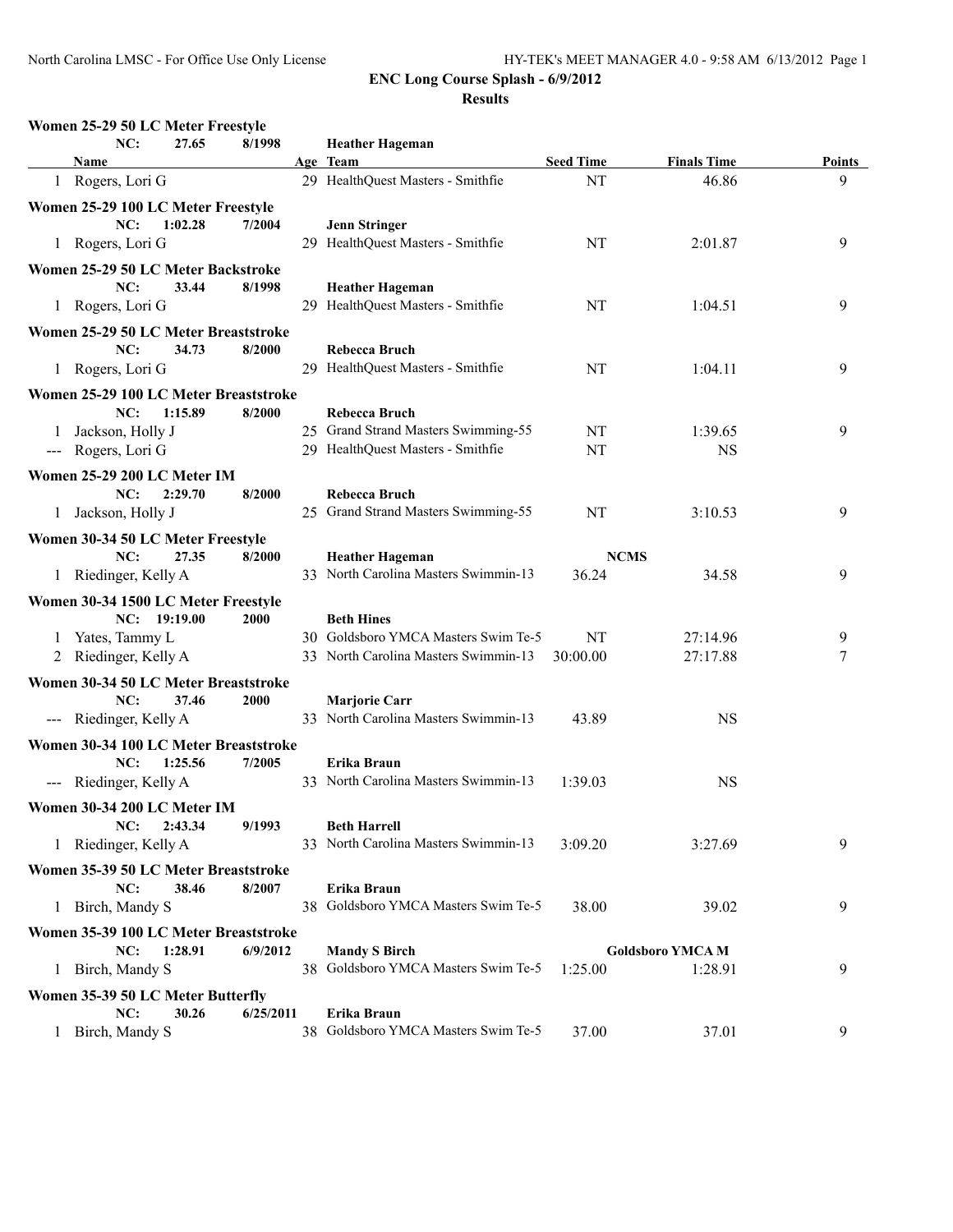ENC Long Course Splash - 6/9/2012

**Results**

### Women 25-29 50 LC Meter Freestyle

NC: 27.65 8/1998 Heather Hageman

| Name | Age | Team | Seed Time | Finals Time | Points |
|---|---|---|---|---|---|
| 1 Rogers, Lori G | 29 | HealthQuest Masters - Smithfie | NT | 46.86 | 9 |

### Women 25-29 100 LC Meter Freestyle

NC: 1:02.28 7/2004 Jenn Stringer

| Name | Age | Team | Seed Time | Finals Time | Points |
|---|---|---|---|---|---|
| 1 Rogers, Lori G | 29 | HealthQuest Masters - Smithfie | NT | 2:01.87 | 9 |

### Women 25-29 50 LC Meter Backstroke

NC: 33.44 8/1998 Heather Hageman

| Name | Age | Team | Seed Time | Finals Time | Points |
|---|---|---|---|---|---|
| 1 Rogers, Lori G | 29 | HealthQuest Masters - Smithfie | NT | 1:04.51 | 9 |

### Women 25-29 50 LC Meter Breaststroke

NC: 34.73 8/2000 Rebecca Bruch

| Name | Age | Team | Seed Time | Finals Time | Points |
|---|---|---|---|---|---|
| 1 Rogers, Lori G | 29 | HealthQuest Masters - Smithfie | NT | 1:04.11 | 9 |

### Women 25-29 100 LC Meter Breaststroke

NC: 1:15.89 8/2000 Rebecca Bruch

| Name | Age | Team | Seed Time | Finals Time | Points |
|---|---|---|---|---|---|
| 1 Jackson, Holly J | 25 | Grand Strand Masters Swimming-55 | NT | 1:39.65 | 9 |
| --- Rogers, Lori G | 29 | HealthQuest Masters - Smithfie | NT | NS | |

### Women 25-29 200 LC Meter IM

NC: 2:29.70 8/2000 Rebecca Bruch

| Name | Age | Team | Seed Time | Finals Time | Points |
|---|---|---|---|---|---|
| 1 Jackson, Holly J | 25 | Grand Strand Masters Swimming-55 | NT | 3:10.53 | 9 |

### Women 30-34 50 LC Meter Freestyle

NC: 27.35 8/2000 Heather Hageman NCMS

| Name | Age | Team | Seed Time | Finals Time | Points |
|---|---|---|---|---|---|
| 1 Riedinger, Kelly A | 33 | North Carolina Masters Swimmin-13 | 36.24 | 34.58 | 9 |

### Women 30-34 1500 LC Meter Freestyle

NC: 19:19.00 2000 Beth Hines

| Name | Age | Team | Seed Time | Finals Time | Points |
|---|---|---|---|---|---|
| 1 Yates, Tammy L | 30 | Goldsboro YMCA Masters Swim Te-5 | NT | 27:14.96 | 9 |
| 2 Riedinger, Kelly A | 33 | North Carolina Masters Swimmin-13 | 30:00.00 | 27:17.88 | 7 |

### Women 30-34 50 LC Meter Breaststroke

NC: 37.46 2000 Marjorie Carr

| Name | Age | Team | Seed Time | Finals Time | Points |
|---|---|---|---|---|---|
| --- Riedinger, Kelly A | 33 | North Carolina Masters Swimmin-13 | 43.89 | NS | |

### Women 30-34 100 LC Meter Breaststroke

NC: 1:25.56 7/2005 Erika Braun

| Name | Age | Team | Seed Time | Finals Time | Points |
|---|---|---|---|---|---|
| --- Riedinger, Kelly A | 33 | North Carolina Masters Swimmin-13 | 1:39.03 | NS | |

### Women 30-34 200 LC Meter IM

NC: 2:43.34 9/1993 Beth Harrell

| Name | Age | Team | Seed Time | Finals Time | Points |
|---|---|---|---|---|---|
| 1 Riedinger, Kelly A | 33 | North Carolina Masters Swimmin-13 | 3:09.20 | 3:27.69 | 9 |

### Women 35-39 50 LC Meter Breaststroke

NC: 38.46 8/2007 Erika Braun

| Name | Age | Team | Seed Time | Finals Time | Points |
|---|---|---|---|---|---|
| 1 Birch, Mandy S | 38 | Goldsboro YMCA Masters Swim Te-5 | 38.00 | 39.02 | 9 |

### Women 35-39 100 LC Meter Breaststroke

NC: 1:28.91 6/9/2012 Mandy S Birch Goldsboro YMCA M

| Name | Age | Team | Seed Time | Finals Time | Points |
|---|---|---|---|---|---|
| 1 Birch, Mandy S | 38 | Goldsboro YMCA Masters Swim Te-5 | 1:25.00 | 1:28.91 | 9 |

### Women 35-39 50 LC Meter Butterfly

NC: 30.26 6/25/2011 Erika Braun

| Name | Age | Team | Seed Time | Finals Time | Points |
|---|---|---|---|---|---|
| 1 Birch, Mandy S | 38 | Goldsboro YMCA Masters Swim Te-5 | 37.00 | 37.01 | 9 |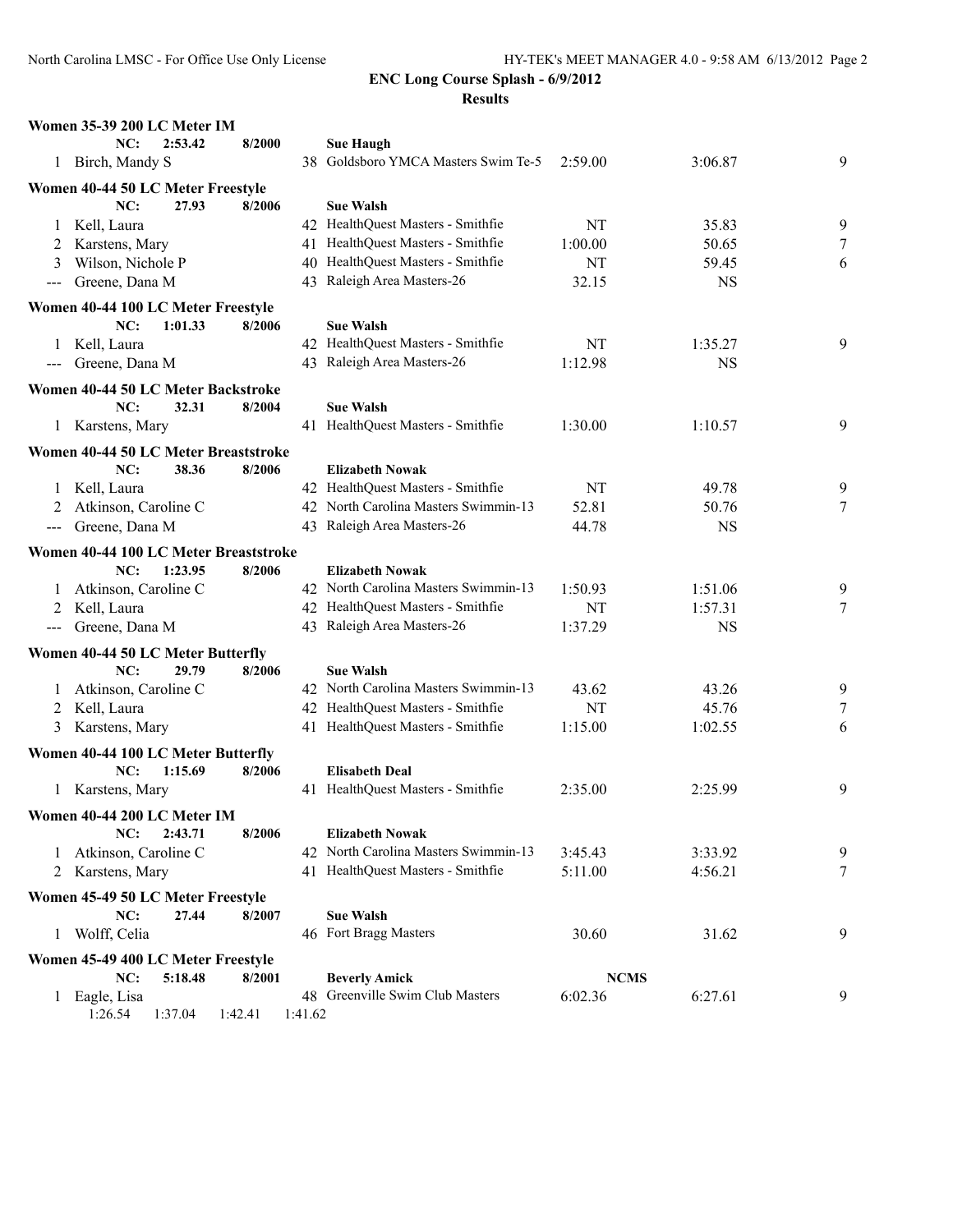## ENC Long Course Splash - 6/9/2012

### Results

**Women 35-39 200 LC Meter IM**

NC: 2:53.42 8/2000 **Sue Haugh**

| Place | Name | Age | Team | Seed Time | Finals Time | Points |
|---|---|---|---|---|---|---|
| 1 | Birch, Mandy S | 38 | Goldsboro YMCA Masters Swim Te-5 | 2:59.00 | 3:06.87 | 9 |

**Women 40-44 50 LC Meter Freestyle**

NC: 27.93 8/2006 **Sue Walsh**

| Place | Name | Age | Team | Seed Time | Finals Time | Points |
|---|---|---|---|---|---|---|
| 1 | Kell, Laura | 42 | HealthQuest Masters - Smithfie | NT | 35.83 | 9 |
| 2 | Karstens, Mary | 41 | HealthQuest Masters - Smithfie | 1:00.00 | 50.65 | 7 |
| 3 | Wilson, Nichole P | 40 | HealthQuest Masters - Smithfie | NT | 59.45 | 6 |
| --- | Greene, Dana M | 43 | Raleigh Area Masters-26 | 32.15 | NS | |

**Women 40-44 100 LC Meter Freestyle**

NC: 1:01.33 8/2006 **Sue Walsh**

| Place | Name | Age | Team | Seed Time | Finals Time | Points |
|---|---|---|---|---|---|---|
| 1 | Kell, Laura | 42 | HealthQuest Masters - Smithfie | NT | 1:35.27 | 9 |
| --- | Greene, Dana M | 43 | Raleigh Area Masters-26 | 1:12.98 | NS | |

**Women 40-44 50 LC Meter Backstroke**

NC: 32.31 8/2004 **Sue Walsh**

| Place | Name | Age | Team | Seed Time | Finals Time | Points |
|---|---|---|---|---|---|---|
| 1 | Karstens, Mary | 41 | HealthQuest Masters - Smithfie | 1:30.00 | 1:10.57 | 9 |

**Women 40-44 50 LC Meter Breaststroke**

NC: 38.36 8/2006 **Elizabeth Nowak**

| Place | Name | Age | Team | Seed Time | Finals Time | Points |
|---|---|---|---|---|---|---|
| 1 | Kell, Laura | 42 | HealthQuest Masters - Smithfie | NT | 49.78 | 9 |
| 2 | Atkinson, Caroline C | 42 | North Carolina Masters Swimmin-13 | 52.81 | 50.76 | 7 |
| --- | Greene, Dana M | 43 | Raleigh Area Masters-26 | 44.78 | NS | |

**Women 40-44 100 LC Meter Breaststroke**

NC: 1:23.95 8/2006 **Elizabeth Nowak**

| Place | Name | Age | Team | Seed Time | Finals Time | Points |
|---|---|---|---|---|---|---|
| 1 | Atkinson, Caroline C | 42 | North Carolina Masters Swimmin-13 | 1:50.93 | 1:51.06 | 9 |
| 2 | Kell, Laura | 42 | HealthQuest Masters - Smithfie | NT | 1:57.31 | 7 |
| --- | Greene, Dana M | 43 | Raleigh Area Masters-26 | 1:37.29 | NS | |

**Women 40-44 50 LC Meter Butterfly**

NC: 29.79 8/2006 **Sue Walsh**

| Place | Name | Age | Team | Seed Time | Finals Time | Points |
|---|---|---|---|---|---|---|
| 1 | Atkinson, Caroline C | 42 | North Carolina Masters Swimmin-13 | 43.62 | 43.26 | 9 |
| 2 | Kell, Laura | 42 | HealthQuest Masters - Smithfie | NT | 45.76 | 7 |
| 3 | Karstens, Mary | 41 | HealthQuest Masters - Smithfie | 1:15.00 | 1:02.55 | 6 |

**Women 40-44 100 LC Meter Butterfly**

NC: 1:15.69 8/2006 **Elisabeth Deal**

| Place | Name | Age | Team | Seed Time | Finals Time | Points |
|---|---|---|---|---|---|---|
| 1 | Karstens, Mary | 41 | HealthQuest Masters - Smithfie | 2:35.00 | 2:25.99 | 9 |

**Women 40-44 200 LC Meter IM**

NC: 2:43.71 8/2006 **Elizabeth Nowak**

| Place | Name | Age | Team | Seed Time | Finals Time | Points |
|---|---|---|---|---|---|---|
| 1 | Atkinson, Caroline C | 42 | North Carolina Masters Swimmin-13 | 3:45.43 | 3:33.92 | 9 |
| 2 | Karstens, Mary | 41 | HealthQuest Masters - Smithfie | 5:11.00 | 4:56.21 | 7 |

**Women 45-49 50 LC Meter Freestyle**

NC: 27.44 8/2007 **Sue Walsh**

| Place | Name | Age | Team | Seed Time | Finals Time | Points |
|---|---|---|---|---|---|---|
| 1 | Wolff, Celia | 46 | Fort Bragg Masters | 30.60 | 31.62 | 9 |

**Women 45-49 400 LC Meter Freestyle**

NC: 5:18.48 8/2001 **Beverly Amick** **NCMS**

| Place | Name | Age | Team | Seed Time | Finals Time | Points |
|---|---|---|---|---|---|---|
| 1 | Eagle, Lisa | 48 | Greenville Swim Club Masters | 6:02.36 | 6:27.61 | 9 |

1:26.54 1:37.04 1:42.41 1:41.62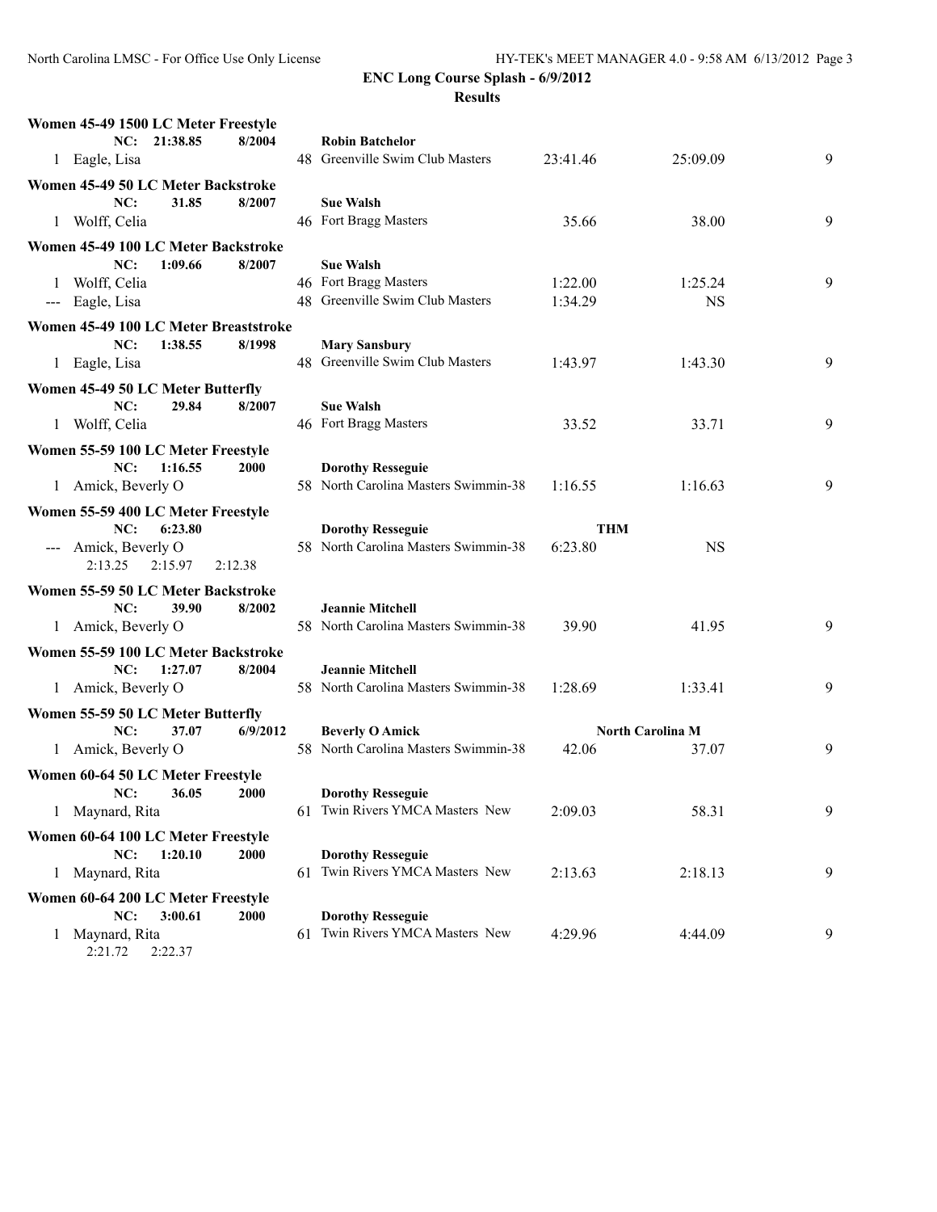## ENC Long Course Splash - 6/9/2012

### Results

**Women 45-49 1500 LC Meter Freestyle**

| | Name | Age | Team | Seed Time | Finals Time | Points |
|---|---|---|---|---|---|---|
| NC: 21:38.85 8/2004 | | | **Robin Batchelor** | | | |
| 1 | Eagle, Lisa | 48 | Greenville Swim Club Masters | 23:41.46 | 25:09.09 | 9 |

**Women 45-49 50 LC Meter Backstroke**

| | Name | Age | Team | Seed Time | Finals Time | Points |
|---|---|---|---|---|---|---|
| NC: 31.85 8/2007 | | | **Sue Walsh** | | | |
| 1 | Wolff, Celia | 46 | Fort Bragg Masters | 35.66 | 38.00 | 9 |

**Women 45-49 100 LC Meter Backstroke**

| | Name | Age | Team | Seed Time | Finals Time | Points |
|---|---|---|---|---|---|---|
| NC: 1:09.66 8/2007 | | | **Sue Walsh** | | | |
| 1 | Wolff, Celia | 46 | Fort Bragg Masters | 1:22.00 | 1:25.24 | 9 |
| --- | Eagle, Lisa | 48 | Greenville Swim Club Masters | 1:34.29 | NS | |

**Women 45-49 100 LC Meter Breaststroke**

| | Name | Age | Team | Seed Time | Finals Time | Points |
|---|---|---|---|---|---|---|
| NC: 1:38.55 8/1998 | | | **Mary Sansbury** | | | |
| 1 | Eagle, Lisa | 48 | Greenville Swim Club Masters | 1:43.97 | 1:43.30 | 9 |

**Women 45-49 50 LC Meter Butterfly**

| | Name | Age | Team | Seed Time | Finals Time | Points |
|---|---|---|---|---|---|---|
| NC: 29.84 8/2007 | | | **Sue Walsh** | | | |
| 1 | Wolff, Celia | 46 | Fort Bragg Masters | 33.52 | 33.71 | 9 |

**Women 55-59 100 LC Meter Freestyle**

| | Name | Age | Team | Seed Time | Finals Time | Points |
|---|---|---|---|---|---|---|
| NC: 1:16.55 2000 | | | **Dorothy Resseguie** | | | |
| 1 | Amick, Beverly O | 58 | North Carolina Masters Swimmin-38 | 1:16.55 | 1:16.63 | 9 |

**Women 55-59 400 LC Meter Freestyle**

| | Name | Age | Team | Seed Time | Finals Time | Points |
|---|---|---|---|---|---|---|
| NC: 6:23.80 | | | **Dorothy Resseguie** | THM | | |
| --- | Amick, Beverly O | 58 | North Carolina Masters Swimmin-38 | 6:23.80 | NS | |
| | 2:13.25 2:15.97 2:12.38 | | | | | |

**Women 55-59 50 LC Meter Backstroke**

| | Name | Age | Team | Seed Time | Finals Time | Points |
|---|---|---|---|---|---|---|
| NC: 39.90 8/2002 | | | **Jeannie Mitchell** | | | |
| 1 | Amick, Beverly O | 58 | North Carolina Masters Swimmin-38 | 39.90 | 41.95 | 9 |

**Women 55-59 100 LC Meter Backstroke**

| | Name | Age | Team | Seed Time | Finals Time | Points |
|---|---|---|---|---|---|---|
| NC: 1:27.07 8/2004 | | | **Jeannie Mitchell** | | | |
| 1 | Amick, Beverly O | 58 | North Carolina Masters Swimmin-38 | 1:28.69 | 1:33.41 | 9 |

**Women 55-59 50 LC Meter Butterfly**

| | Name | Age | Team | Seed Time | Finals Time | Points |
|---|---|---|---|---|---|---|
| NC: 37.07 6/9/2012 | | | **Beverly O Amick** | **North Carolina M** | | |
| 1 | Amick, Beverly O | 58 | North Carolina Masters Swimmin-38 | 42.06 | 37.07 | 9 |

**Women 60-64 50 LC Meter Freestyle**

| | Name | Age | Team | Seed Time | Finals Time | Points |
|---|---|---|---|---|---|---|
| NC: 36.05 2000 | | | **Dorothy Resseguie** | | | |
| 1 | Maynard, Rita | 61 | Twin Rivers YMCA Masters New | 2:09.03 | 58.31 | 9 |

**Women 60-64 100 LC Meter Freestyle**

| | Name | Age | Team | Seed Time | Finals Time | Points |
|---|---|---|---|---|---|---|
| NC: 1:20.10 2000 | | | **Dorothy Resseguie** | | | |
| 1 | Maynard, Rita | 61 | Twin Rivers YMCA Masters New | 2:13.63 | 2:18.13 | 9 |

**Women 60-64 200 LC Meter Freestyle**

| | Name | Age | Team | Seed Time | Finals Time | Points |
|---|---|---|---|---|---|---|
| NC: 3:00.61 2000 | | | **Dorothy Resseguie** | | | |
| 1 | Maynard, Rita | 61 | Twin Rivers YMCA Masters New | 4:29.96 | 4:44.09 | 9 |
| | 2:21.72 2:22.37 | | | | | |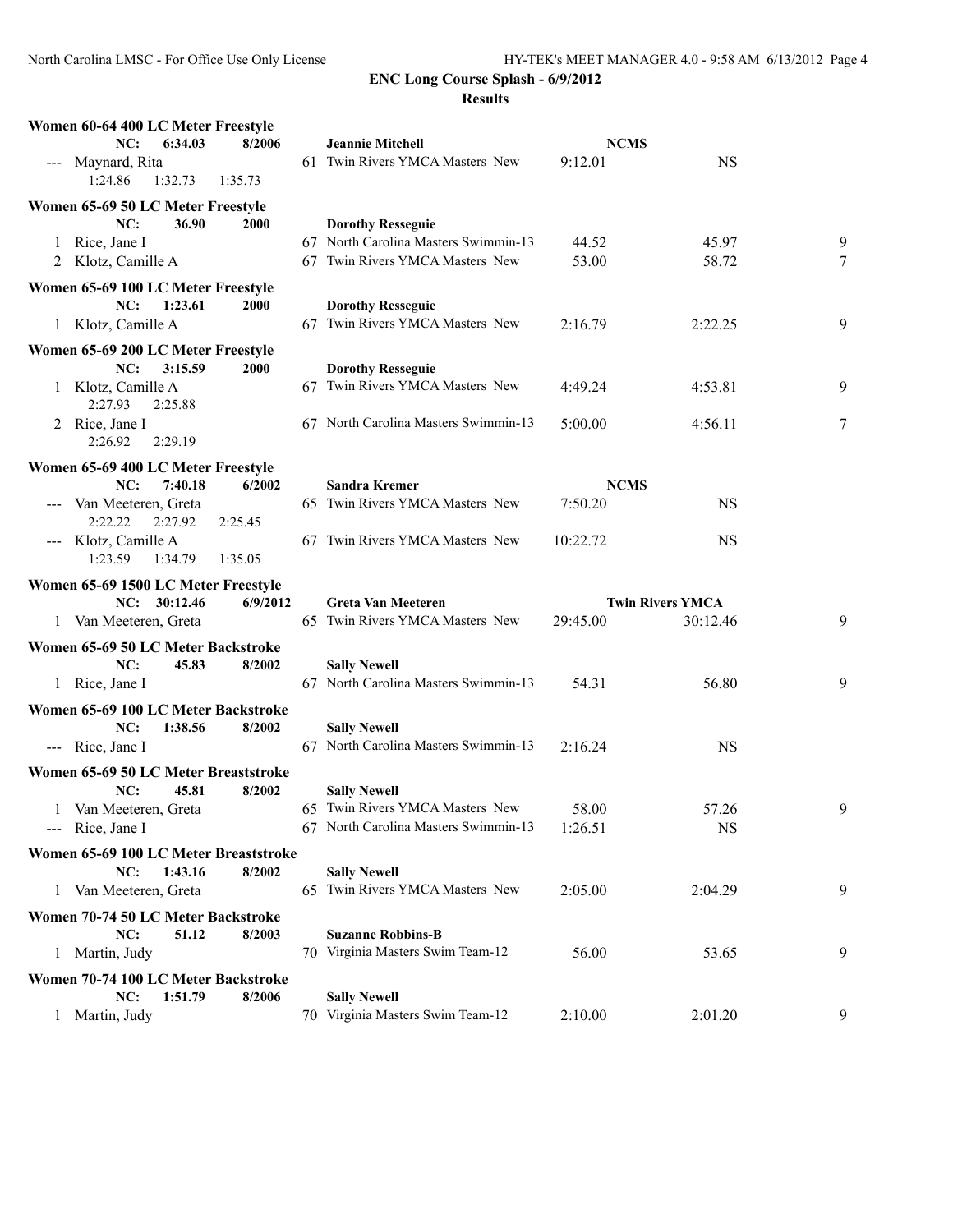## ENC Long Course Splash - 6/9/2012

### Results

**Women 60-64 400 LC Meter Freestyle**

| | | | | | |
|---|---|---|---|---|---|
| NC: 6:34.03 8/2006 | | Jeannie Mitchell | NCMS | | |
| --- | Maynard, Rita | 61 Twin Rivers YMCA Masters New | 9:12.01 | NS | |
| | 1:24.86 1:32.73 1:35.73 | | | | |

**Women 65-69 50 LC Meter Freestyle**

| | | | | | |
|---|---|---|---|---|---|
| NC: 36.90 2000 | | Dorothy Resseguie | | | |
| 1 | Rice, Jane I | 67 North Carolina Masters Swimmin-13 | 44.52 | 45.97 | 9 |
| 2 | Klotz, Camille A | 67 Twin Rivers YMCA Masters New | 53.00 | 58.72 | 7 |

**Women 65-69 100 LC Meter Freestyle**

| | | | | | |
|---|---|---|---|---|---|
| NC: 1:23.61 2000 | | Dorothy Resseguie | | | |
| 1 | Klotz, Camille A | 67 Twin Rivers YMCA Masters New | 2:16.79 | 2:22.25 | 9 |

**Women 65-69 200 LC Meter Freestyle**

| | | | | | |
|---|---|---|---|---|---|
| NC: 3:15.59 2000 | | Dorothy Resseguie | | | |
| 1 | Klotz, Camille A | 67 Twin Rivers YMCA Masters New | 4:49.24 | 4:53.81 | 9 |
| | 2:27.93 2:25.88 | | | | |
| 2 | Rice, Jane I | 67 North Carolina Masters Swimmin-13 | 5:00.00 | 4:56.11 | 7 |
| | 2:26.92 2:29.19 | | | | |

**Women 65-69 400 LC Meter Freestyle**

| | | | | | |
|---|---|---|---|---|---|
| NC: 7:40.18 6/2002 | | Sandra Kremer | NCMS | | |
| --- | Van Meeteren, Greta | 65 Twin Rivers YMCA Masters New | 7:50.20 | NS | |
| | 2:22.22 2:27.92 2:25.45 | | | | |
| --- | Klotz, Camille A | 67 Twin Rivers YMCA Masters New | 10:22.72 | NS | |
| | 1:23.59 1:34.79 1:35.05 | | | | |

**Women 65-69 1500 LC Meter Freestyle**

| | | | | | |
|---|---|---|---|---|---|
| NC: 30:12.46 6/9/2012 | | Greta Van Meeteren | Twin Rivers YMCA | | |
| 1 | Van Meeteren, Greta | 65 Twin Rivers YMCA Masters New | 29:45.00 | 30:12.46 | 9 |

**Women 65-69 50 LC Meter Backstroke**

| | | | | | |
|---|---|---|---|---|---|
| NC: 45.83 8/2002 | | Sally Newell | | | |
| 1 | Rice, Jane I | 67 North Carolina Masters Swimmin-13 | 54.31 | 56.80 | 9 |

**Women 65-69 100 LC Meter Backstroke**

| | | | | | |
|---|---|---|---|---|---|
| NC: 1:38.56 8/2002 | | Sally Newell | | | |
| --- | Rice, Jane I | 67 North Carolina Masters Swimmin-13 | 2:16.24 | NS | |

**Women 65-69 50 LC Meter Breaststroke**

| | | | | | |
|---|---|---|---|---|---|
| NC: 45.81 8/2002 | | Sally Newell | | | |
| 1 | Van Meeteren, Greta | 65 Twin Rivers YMCA Masters New | 58.00 | 57.26 | 9 |
| --- | Rice, Jane I | 67 North Carolina Masters Swimmin-13 | 1:26.51 | NS | |

**Women 65-69 100 LC Meter Breaststroke**

| | | | | | |
|---|---|---|---|---|---|
| NC: 1:43.16 8/2002 | | Sally Newell | | | |
| 1 | Van Meeteren, Greta | 65 Twin Rivers YMCA Masters New | 2:05.00 | 2:04.29 | 9 |

**Women 70-74 50 LC Meter Backstroke**

| | | | | | |
|---|---|---|---|---|---|
| NC: 51.12 8/2003 | | Suzanne Robbins-B | | | |
| 1 | Martin, Judy | 70 Virginia Masters Swim Team-12 | 56.00 | 53.65 | 9 |

**Women 70-74 100 LC Meter Backstroke**

| | | | | | |
|---|---|---|---|---|---|
| NC: 1:51.79 8/2006 | | Sally Newell | | | |
| 1 | Martin, Judy | 70 Virginia Masters Swim Team-12 | 2:10.00 | 2:01.20 | 9 |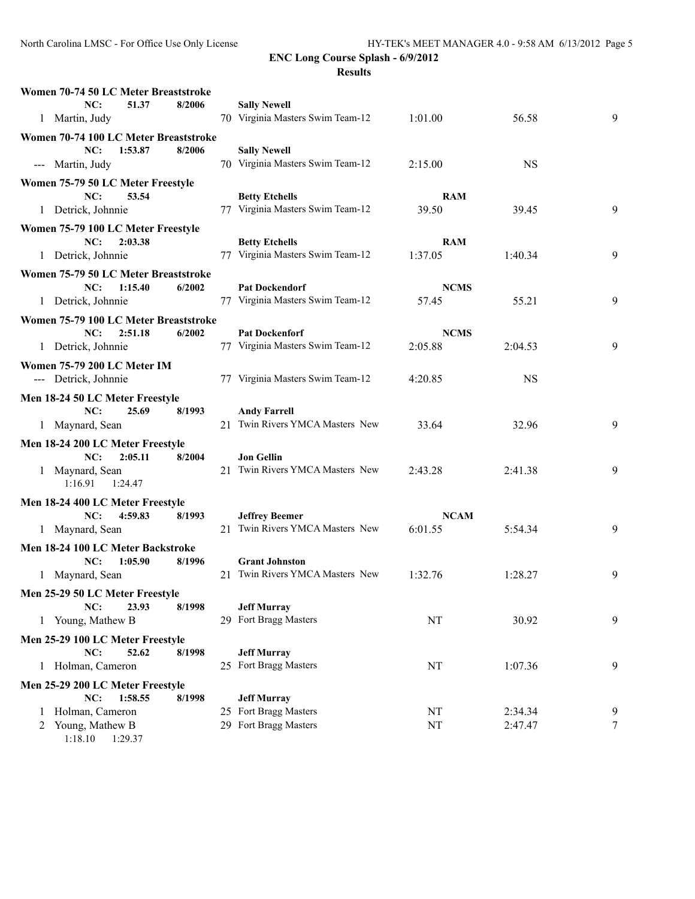**ENC Long Course Splash - 6/9/2012**

**Results**

**Women 70-74 50 LC Meter Breaststroke**

NC: 51.37 8/2006 **Sally Newell**

| Place | Name | Age | Team | Seed Time | Finals Time | Points |
|---|---|---|---|---|---|---|
| 1 | Martin, Judy | 70 | Virginia Masters Swim Team-12 | 1:01.00 | 56.58 | 9 |

**Women 70-74 100 LC Meter Breaststroke**

NC: 1:53.87 8/2006 **Sally Newell**

| Place | Name | Age | Team | Seed Time | Finals Time | Points |
|---|---|---|---|---|---|---|
| --- | Martin, Judy | 70 | Virginia Masters Swim Team-12 | 2:15.00 | NS | |

**Women 75-79 50 LC Meter Freestyle**

NC: 53.54 **Betty Etchells** **RAM**

| Place | Name | Age | Team | Seed Time | Finals Time | Points |
|---|---|---|---|---|---|---|
| 1 | Detrick, Johnnie | 77 | Virginia Masters Swim Team-12 | 39.50 | 39.45 | 9 |

**Women 75-79 100 LC Meter Freestyle**

NC: 2:03.38 **Betty Etchells** **RAM**

| Place | Name | Age | Team | Seed Time | Finals Time | Points |
|---|---|---|---|---|---|---|
| 1 | Detrick, Johnnie | 77 | Virginia Masters Swim Team-12 | 1:37.05 | 1:40.34 | 9 |

**Women 75-79 50 LC Meter Breaststroke**

NC: 1:15.40 6/2002 **Pat Dockendorf** **NCMS**

| Place | Name | Age | Team | Seed Time | Finals Time | Points |
|---|---|---|---|---|---|---|
| 1 | Detrick, Johnnie | 77 | Virginia Masters Swim Team-12 | 57.45 | 55.21 | 9 |

**Women 75-79 100 LC Meter Breaststroke**

NC: 2:51.18 6/2002 **Pat Dockenforf** **NCMS**

| Place | Name | Age | Team | Seed Time | Finals Time | Points |
|---|---|---|---|---|---|---|
| 1 | Detrick, Johnnie | 77 | Virginia Masters Swim Team-12 | 2:05.88 | 2:04.53 | 9 |

**Women 75-79 200 LC Meter IM**

| Place | Name | Age | Team | Seed Time | Finals Time | Points |
|---|---|---|---|---|---|---|
| --- | Detrick, Johnnie | 77 | Virginia Masters Swim Team-12 | 4:20.85 | NS | |

**Men 18-24 50 LC Meter Freestyle**

NC: 25.69 8/1993 **Andy Farrell**

| Place | Name | Age | Team | Seed Time | Finals Time | Points |
|---|---|---|---|---|---|---|
| 1 | Maynard, Sean | 21 | Twin Rivers YMCA Masters New | 33.64 | 32.96 | 9 |

**Men 18-24 200 LC Meter Freestyle**

NC: 2:05.11 8/2004 **Jon Gellin**

| Place | Name | Age | Team | Seed Time | Finals Time | Points |
|---|---|---|---|---|---|---|
| 1 | Maynard, Sean | 21 | Twin Rivers YMCA Masters New | 2:43.28 | 2:41.38 | 9 |
| | 1:16.91 1:24.47 | | | | | |

**Men 18-24 400 LC Meter Freestyle**

NC: 4:59.83 8/1993 **Jeffrey Beemer** **NCAM**

| Place | Name | Age | Team | Seed Time | Finals Time | Points |
|---|---|---|---|---|---|---|
| 1 | Maynard, Sean | 21 | Twin Rivers YMCA Masters New | 6:01.55 | 5:54.34 | 9 |

**Men 18-24 100 LC Meter Backstroke**

NC: 1:05.90 8/1996 **Grant Johnston**

| Place | Name | Age | Team | Seed Time | Finals Time | Points |
|---|---|---|---|---|---|---|
| 1 | Maynard, Sean | 21 | Twin Rivers YMCA Masters New | 1:32.76 | 1:28.27 | 9 |

**Men 25-29 50 LC Meter Freestyle**

NC: 23.93 8/1998 **Jeff Murray**

| Place | Name | Age | Team | Seed Time | Finals Time | Points |
|---|---|---|---|---|---|---|
| 1 | Young, Mathew B | 29 | Fort Bragg Masters | NT | 30.92 | 9 |

**Men 25-29 100 LC Meter Freestyle**

NC: 52.62 8/1998 **Jeff Murray**

| Place | Name | Age | Team | Seed Time | Finals Time | Points |
|---|---|---|---|---|---|---|
| 1 | Holman, Cameron | 25 | Fort Bragg Masters | NT | 1:07.36 | 9 |

**Men 25-29 200 LC Meter Freestyle**

NC: 1:58.55 8/1998 **Jeff Murray**

| Place | Name | Age | Team | Seed Time | Finals Time | Points |
|---|---|---|---|---|---|---|
| 1 | Holman, Cameron | 25 | Fort Bragg Masters | NT | 2:34.34 | 9 |
| 2 | Young, Mathew B | 29 | Fort Bragg Masters | NT | 2:47.47 | 7 |
| | 1:18.10 1:29.37 | | | | | |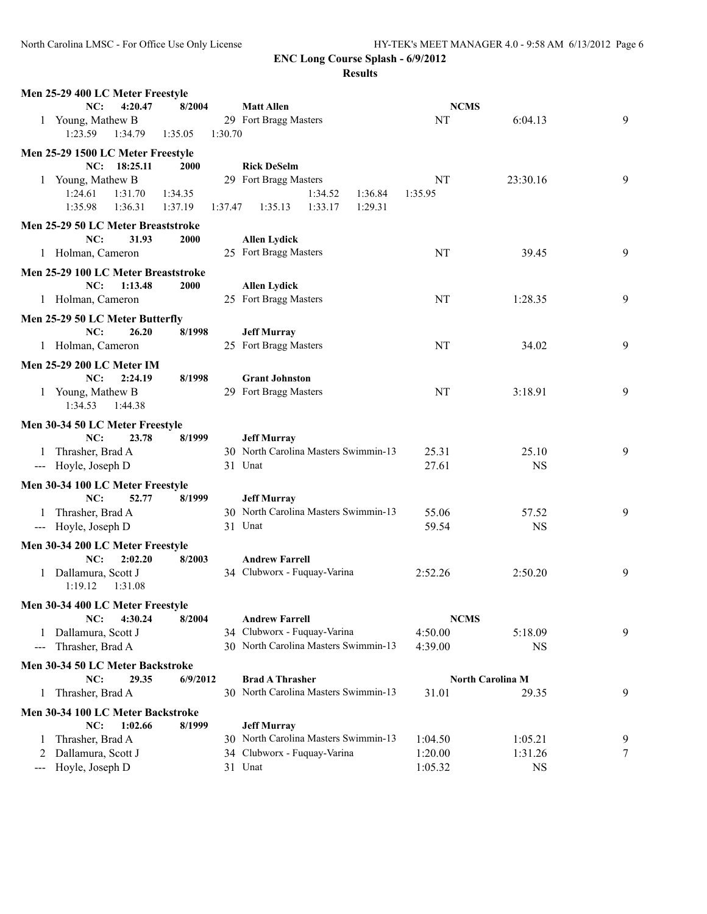## ENC Long Course Splash - 6/9/2012

### Results

**Men 25-29 400 LC Meter Freestyle**

NC: 4:20.47 8/2004 **Matt Allen** **NCMS**

| Place | Name | Age | Team | Seed Time | Finals Time | Points |
|---|---|---|---|---|---|---|
| 1 | Young, Mathew B | 29 | Fort Bragg Masters | NT | 6:04.13 | 9 |
| | 1:23.59 1:34.79 1:35.05 1:30.70 | | | | | |

**Men 25-29 1500 LC Meter Freestyle**

NC: 18:25.11 2000 **Rick DeSelm**

| Place | Name | Age | Team | Seed Time | Finals Time | Points |
|---|---|---|---|---|---|---|
| 1 | Young, Mathew B | 29 | Fort Bragg Masters | NT | 23:30.16 | 9 |
| | 1:24.61 1:31.70 1:34.35 1:34.52 1:36.84 1:35.95 | | | | | |
| | 1:35.98 1:36.31 1:37.19 1:37.47 1:35.13 1:33.17 1:29.31 | | | | | |

**Men 25-29 50 LC Meter Breaststroke**

NC: 31.93 2000 **Allen Lydick**

| Place | Name | Age | Team | Seed Time | Finals Time | Points |
|---|---|---|---|---|---|---|
| 1 | Holman, Cameron | 25 | Fort Bragg Masters | NT | 39.45 | 9 |

**Men 25-29 100 LC Meter Breaststroke**

NC: 1:13.48 2000 **Allen Lydick**

| Place | Name | Age | Team | Seed Time | Finals Time | Points |
|---|---|---|---|---|---|---|
| 1 | Holman, Cameron | 25 | Fort Bragg Masters | NT | 1:28.35 | 9 |

**Men 25-29 50 LC Meter Butterfly**

NC: 26.20 8/1998 **Jeff Murray**

| Place | Name | Age | Team | Seed Time | Finals Time | Points |
|---|---|---|---|---|---|---|
| 1 | Holman, Cameron | 25 | Fort Bragg Masters | NT | 34.02 | 9 |

**Men 25-29 200 LC Meter IM**

NC: 2:24.19 8/1998 **Grant Johnston**

| Place | Name | Age | Team | Seed Time | Finals Time | Points |
|---|---|---|---|---|---|---|
| 1 | Young, Mathew B | 29 | Fort Bragg Masters | NT | 3:18.91 | 9 |
| | 1:34.53 1:44.38 | | | | | |

**Men 30-34 50 LC Meter Freestyle**

NC: 23.78 8/1999 **Jeff Murray**

| Place | Name | Age | Team | Seed Time | Finals Time | Points |
|---|---|---|---|---|---|---|
| 1 | Thrasher, Brad A | 30 | North Carolina Masters Swimmin-13 | 25.31 | 25.10 | 9 |
| --- | Hoyle, Joseph D | 31 | Unat | 27.61 | NS | |

**Men 30-34 100 LC Meter Freestyle**

NC: 52.77 8/1999 **Jeff Murray**

| Place | Name | Age | Team | Seed Time | Finals Time | Points |
|---|---|---|---|---|---|---|
| 1 | Thrasher, Brad A | 30 | North Carolina Masters Swimmin-13 | 55.06 | 57.52 | 9 |
| --- | Hoyle, Joseph D | 31 | Unat | 59.54 | NS | |

**Men 30-34 200 LC Meter Freestyle**

NC: 2:02.20 8/2003 **Andrew Farrell**

| Place | Name | Age | Team | Seed Time | Finals Time | Points |
|---|---|---|---|---|---|---|
| 1 | Dallamura, Scott J | 34 | Clubworx - Fuquay-Varina | 2:52.26 | 2:50.20 | 9 |
| | 1:19.12 1:31.08 | | | | | |

**Men 30-34 400 LC Meter Freestyle**

NC: 4:30.24 8/2004 **Andrew Farrell** **NCMS**

| Place | Name | Age | Team | Seed Time | Finals Time | Points |
|---|---|---|---|---|---|---|
| 1 | Dallamura, Scott J | 34 | Clubworx - Fuquay-Varina | 4:50.00 | 5:18.09 | 9 |
| --- | Thrasher, Brad A | 30 | North Carolina Masters Swimmin-13 | 4:39.00 | NS | |

**Men 30-34 50 LC Meter Backstroke**

NC: 29.35 6/9/2012 **Brad A Thrasher** **North Carolina M**

| Place | Name | Age | Team | Seed Time | Finals Time | Points |
|---|---|---|---|---|---|---|
| 1 | Thrasher, Brad A | 30 | North Carolina Masters Swimmin-13 | 31.01 | 29.35 | 9 |

**Men 30-34 100 LC Meter Backstroke**

NC: 1:02.66 8/1999 **Jeff Murray**

| Place | Name | Age | Team | Seed Time | Finals Time | Points |
|---|---|---|---|---|---|---|
| 1 | Thrasher, Brad A | 30 | North Carolina Masters Swimmin-13 | 1:04.50 | 1:05.21 | 9 |
| 2 | Dallamura, Scott J | 34 | Clubworx - Fuquay-Varina | 1:20.00 | 1:31.26 | 7 |
| --- | Hoyle, Joseph D | 31 | Unat | 1:05.32 | NS | |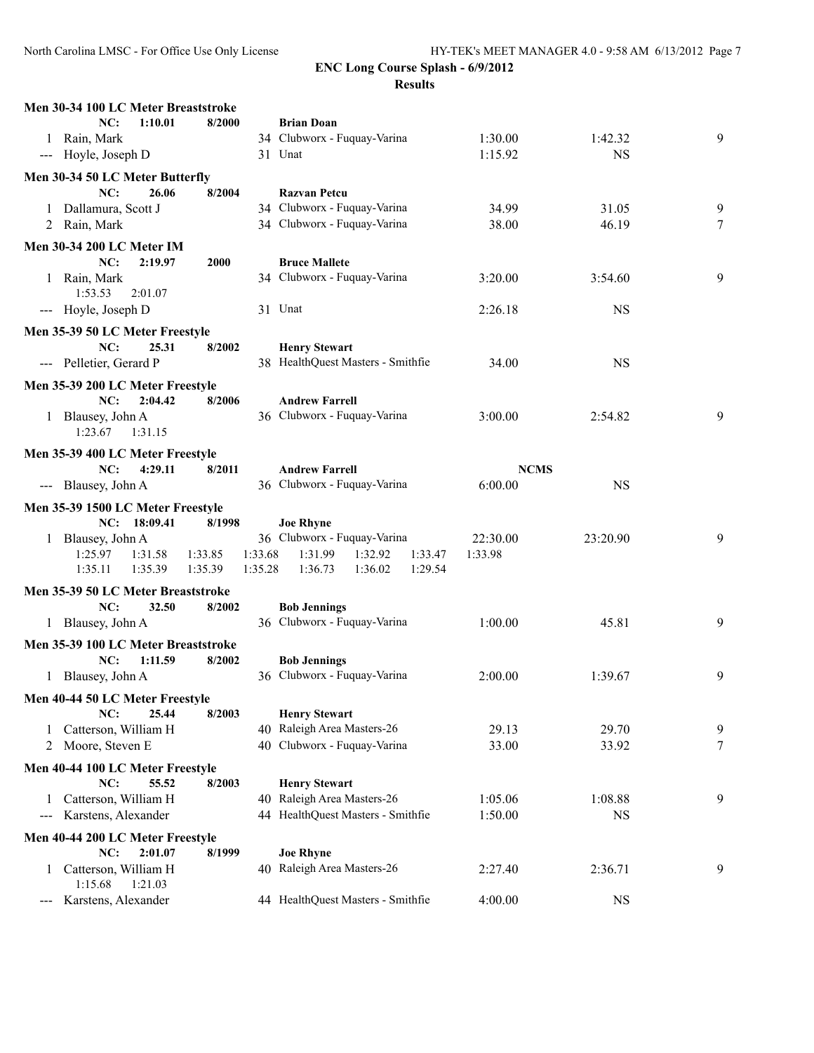## ENC Long Course Splash - 6/9/2012

### Results

**Men 30-34 100 LC Meter Breaststroke**

NC: 1:10.01 8/2000 **Brian Doan**

| Place | Name | Age | Team | Seed Time | Finals Time | Points |
|---|---|---|---|---|---|---|
| 1 | Rain, Mark | 34 | Clubworx - Fuquay-Varina | 1:30.00 | 1:42.32 | 9 |
| --- | Hoyle, Joseph D | 31 | Unat | 1:15.92 | NS | |

**Men 30-34 50 LC Meter Butterfly**

NC: 26.06 8/2004 **Razvan Petcu**

| Place | Name | Age | Team | Seed Time | Finals Time | Points |
|---|---|---|---|---|---|---|
| 1 | Dallamura, Scott J | 34 | Clubworx - Fuquay-Varina | 34.99 | 31.05 | 9 |
| 2 | Rain, Mark | 34 | Clubworx - Fuquay-Varina | 38.00 | 46.19 | 7 |

**Men 30-34 200 LC Meter IM**

NC: 2:19.97 2000 **Bruce Mallete**

| Place | Name | Age | Team | Seed Time | Finals Time | Points |
|---|---|---|---|---|---|---|
| 1 | Rain, Mark | 34 | Clubworx - Fuquay-Varina | 3:20.00 | 3:54.60 | 9 |
| | 1:53.53 2:01.07 | | | | | |
| --- | Hoyle, Joseph D | 31 | Unat | 2:26.18 | NS | |

**Men 35-39 50 LC Meter Freestyle**

NC: 25.31 8/2002 **Henry Stewart**

| Place | Name | Age | Team | Seed Time | Finals Time | Points |
|---|---|---|---|---|---|---|
| --- | Pelletier, Gerard P | 38 | HealthQuest Masters - Smithfie | 34.00 | NS | |

**Men 35-39 200 LC Meter Freestyle**

NC: 2:04.42 8/2006 **Andrew Farrell**

| Place | Name | Age | Team | Seed Time | Finals Time | Points |
|---|---|---|---|---|---|---|
| 1 | Blausey, John A | 36 | Clubworx - Fuquay-Varina | 3:00.00 | 2:54.82 | 9 |
| | 1:23.67 1:31.15 | | | | | |

**Men 35-39 400 LC Meter Freestyle**

NC: 4:29.11 8/2011 **Andrew Farrell** NCMS

| Place | Name | Age | Team | Seed Time | Finals Time | Points |
|---|---|---|---|---|---|---|
| --- | Blausey, John A | 36 | Clubworx - Fuquay-Varina | 6:00.00 | NS | |

**Men 35-39 1500 LC Meter Freestyle**

NC: 18:09.41 8/1998 **Joe Rhyne**

| Place | Name | Age | Team | Seed Time | Finals Time | Points |
|---|---|---|---|---|---|---|
| 1 | Blausey, John A | 36 | Clubworx - Fuquay-Varina | 22:30.00 | 23:20.90 | 9 |
| | 1:25.97 1:31.58 1:33.85 1:33.68 1:31.99 1:32.92 1:33.47 1:33.98 | | | | | |
| | 1:35.11 1:35.39 1:35.39 1:35.28 1:36.73 1:36.02 1:29.54 | | | | | |

**Men 35-39 50 LC Meter Breaststroke**

NC: 32.50 8/2002 **Bob Jennings**

| Place | Name | Age | Team | Seed Time | Finals Time | Points |
|---|---|---|---|---|---|---|
| 1 | Blausey, John A | 36 | Clubworx - Fuquay-Varina | 1:00.00 | 45.81 | 9 |

**Men 35-39 100 LC Meter Breaststroke**

NC: 1:11.59 8/2002 **Bob Jennings**

| Place | Name | Age | Team | Seed Time | Finals Time | Points |
|---|---|---|---|---|---|---|
| 1 | Blausey, John A | 36 | Clubworx - Fuquay-Varina | 2:00.00 | 1:39.67 | 9 |

**Men 40-44 50 LC Meter Freestyle**

NC: 25.44 8/2003 **Henry Stewart**

| Place | Name | Age | Team | Seed Time | Finals Time | Points |
|---|---|---|---|---|---|---|
| 1 | Catterson, William H | 40 | Raleigh Area Masters-26 | 29.13 | 29.70 | 9 |
| 2 | Moore, Steven E | 40 | Clubworx - Fuquay-Varina | 33.00 | 33.92 | 7 |

**Men 40-44 100 LC Meter Freestyle**

NC: 55.52 8/2003 **Henry Stewart**

| Place | Name | Age | Team | Seed Time | Finals Time | Points |
|---|---|---|---|---|---|---|
| 1 | Catterson, William H | 40 | Raleigh Area Masters-26 | 1:05.06 | 1:08.88 | 9 |
| --- | Karstens, Alexander | 44 | HealthQuest Masters - Smithfie | 1:50.00 | NS | |

**Men 40-44 200 LC Meter Freestyle**

NC: 2:01.07 8/1999 **Joe Rhyne**

| Place | Name | Age | Team | Seed Time | Finals Time | Points |
|---|---|---|---|---|---|---|
| 1 | Catterson, William H | 40 | Raleigh Area Masters-26 | 2:27.40 | 2:36.71 | 9 |
| | 1:15.68 1:21.03 | | | | | |
| --- | Karstens, Alexander | 44 | HealthQuest Masters - Smithfie | 4:00.00 | NS | |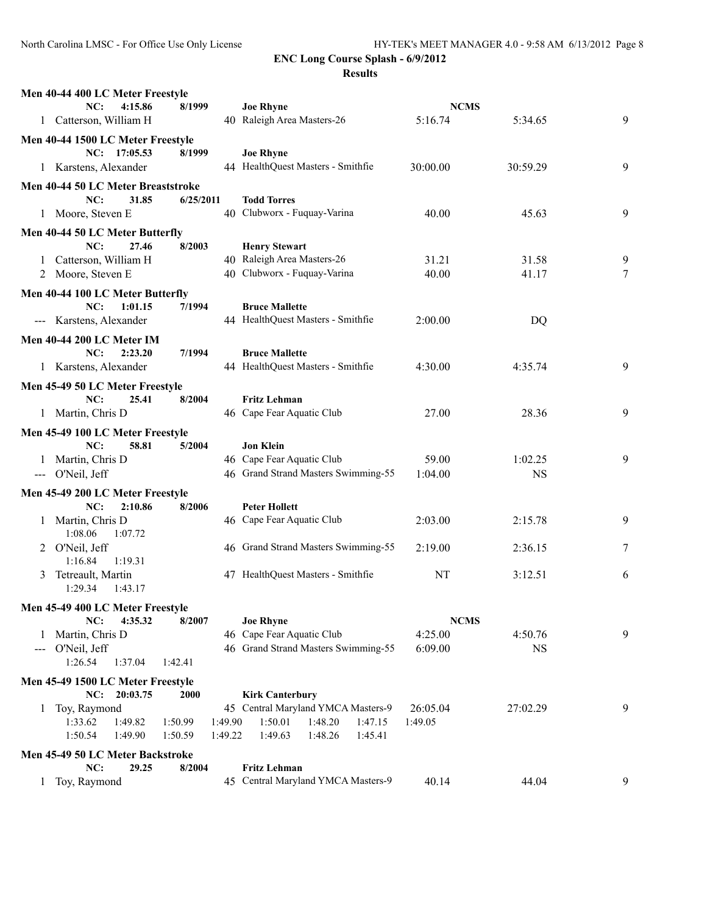**ENC Long Course Splash - 6/9/2012**

**Results**

**Men 40-44 400 LC Meter Freestyle**

NC: 4:15.86 8/1999 **Joe Rhyne** **NCMS**

| | Name | Age | Team | Seed Time | Finals Time | Points |
|---|---|---|---|---|---|---|
| 1 | Catterson, William H | 40 | Raleigh Area Masters-26 | 5:16.74 | 5:34.65 | 9 |

**Men 40-44 1500 LC Meter Freestyle**

NC: 17:05.53 8/1999 **Joe Rhyne**

| | Name | Age | Team | Seed Time | Finals Time | Points |
|---|---|---|---|---|---|---|
| 1 | Karstens, Alexander | 44 | HealthQuest Masters - Smithfie | 30:00.00 | 30:59.29 | 9 |

**Men 40-44 50 LC Meter Breaststroke**

NC: 31.85 6/25/2011 **Todd Torres**

| | Name | Age | Team | Seed Time | Finals Time | Points |
|---|---|---|---|---|---|---|
| 1 | Moore, Steven E | 40 | Clubworx - Fuquay-Varina | 40.00 | 45.63 | 9 |

**Men 40-44 50 LC Meter Butterfly**

NC: 27.46 8/2003 **Henry Stewart**

| | Name | Age | Team | Seed Time | Finals Time | Points |
|---|---|---|---|---|---|---|
| 1 | Catterson, William H | 40 | Raleigh Area Masters-26 | 31.21 | 31.58 | 9 |
| 2 | Moore, Steven E | 40 | Clubworx - Fuquay-Varina | 40.00 | 41.17 | 7 |

**Men 40-44 100 LC Meter Butterfly**

NC: 1:01.15 7/1994 **Bruce Mallette**

| | Name | Age | Team | Seed Time | Finals Time | Points |
|---|---|---|---|---|---|---|
| --- | Karstens, Alexander | 44 | HealthQuest Masters - Smithfie | 2:00.00 | DQ | |

**Men 40-44 200 LC Meter IM**

NC: 2:23.20 7/1994 **Bruce Mallette**

| | Name | Age | Team | Seed Time | Finals Time | Points |
|---|---|---|---|---|---|---|
| 1 | Karstens, Alexander | 44 | HealthQuest Masters - Smithfie | 4:30.00 | 4:35.74 | 9 |

**Men 45-49 50 LC Meter Freestyle**

NC: 25.41 8/2004 **Fritz Lehman**

| | Name | Age | Team | Seed Time | Finals Time | Points |
|---|---|---|---|---|---|---|
| 1 | Martin, Chris D | 46 | Cape Fear Aquatic Club | 27.00 | 28.36 | 9 |

**Men 45-49 100 LC Meter Freestyle**

NC: 58.81 5/2004 **Jon Klein**

| | Name | Age | Team | Seed Time | Finals Time | Points |
|---|---|---|---|---|---|---|
| 1 | Martin, Chris D | 46 | Cape Fear Aquatic Club | 59.00 | 1:02.25 | 9 |
| --- | O'Neil, Jeff | 46 | Grand Strand Masters Swimming-55 | 1:04.00 | NS | |

**Men 45-49 200 LC Meter Freestyle**

NC: 2:10.86 8/2006 **Peter Hollett**

| | Name | Age | Team | Seed Time | Finals Time | Points |
|---|---|---|---|---|---|---|
| 1 | Martin, Chris D | 46 | Cape Fear Aquatic Club | 2:03.00 | 2:15.78 | 9 |
| | 1:08.06 1:07.72 | | | | | |
| 2 | O'Neil, Jeff | 46 | Grand Strand Masters Swimming-55 | 2:19.00 | 2:36.15 | 7 |
| | 1:16.84 1:19.31 | | | | | |
| 3 | Tetreault, Martin | 47 | HealthQuest Masters - Smithfie | NT | 3:12.51 | 6 |
| | 1:29.34 1:43.17 | | | | | |

**Men 45-49 400 LC Meter Freestyle**

NC: 4:35.32 8/2007 **Joe Rhyne** **NCMS**

| | Name | Age | Team | Seed Time | Finals Time | Points |
|---|---|---|---|---|---|---|
| 1 | Martin, Chris D | 46 | Cape Fear Aquatic Club | 4:25.00 | 4:50.76 | 9 |
| --- | O'Neil, Jeff | 46 | Grand Strand Masters Swimming-55 | 6:09.00 | NS | |
| | 1:26.54 1:37.04 1:42.41 | | | | | |

**Men 45-49 1500 LC Meter Freestyle**

NC: 20:03.75 2000 **Kirk Canterbury**

| | Name | Age | Team | Seed Time | Finals Time | Points |
|---|---|---|---|---|---|---|
| 1 | Toy, Raymond | 45 | Central Maryland YMCA Masters-9 | 26:05.04 | 27:02.29 | 9 |
| | 1:33.62 1:49.82 1:50.99 1:49.90 1:50.01 1:48.20 1:47.15 1:49.05 | | | | | |
| | 1:50.54 1:49.90 1:50.59 1:49.22 1:49.63 1:48.26 1:45.41 | | | | | |

**Men 45-49 50 LC Meter Backstroke**

NC: 29.25 8/2004 **Fritz Lehman**

| | Name | Age | Team | Seed Time | Finals Time | Points |
|---|---|---|---|---|---|---|
| 1 | Toy, Raymond | 45 | Central Maryland YMCA Masters-9 | 40.14 | 44.04 | 9 |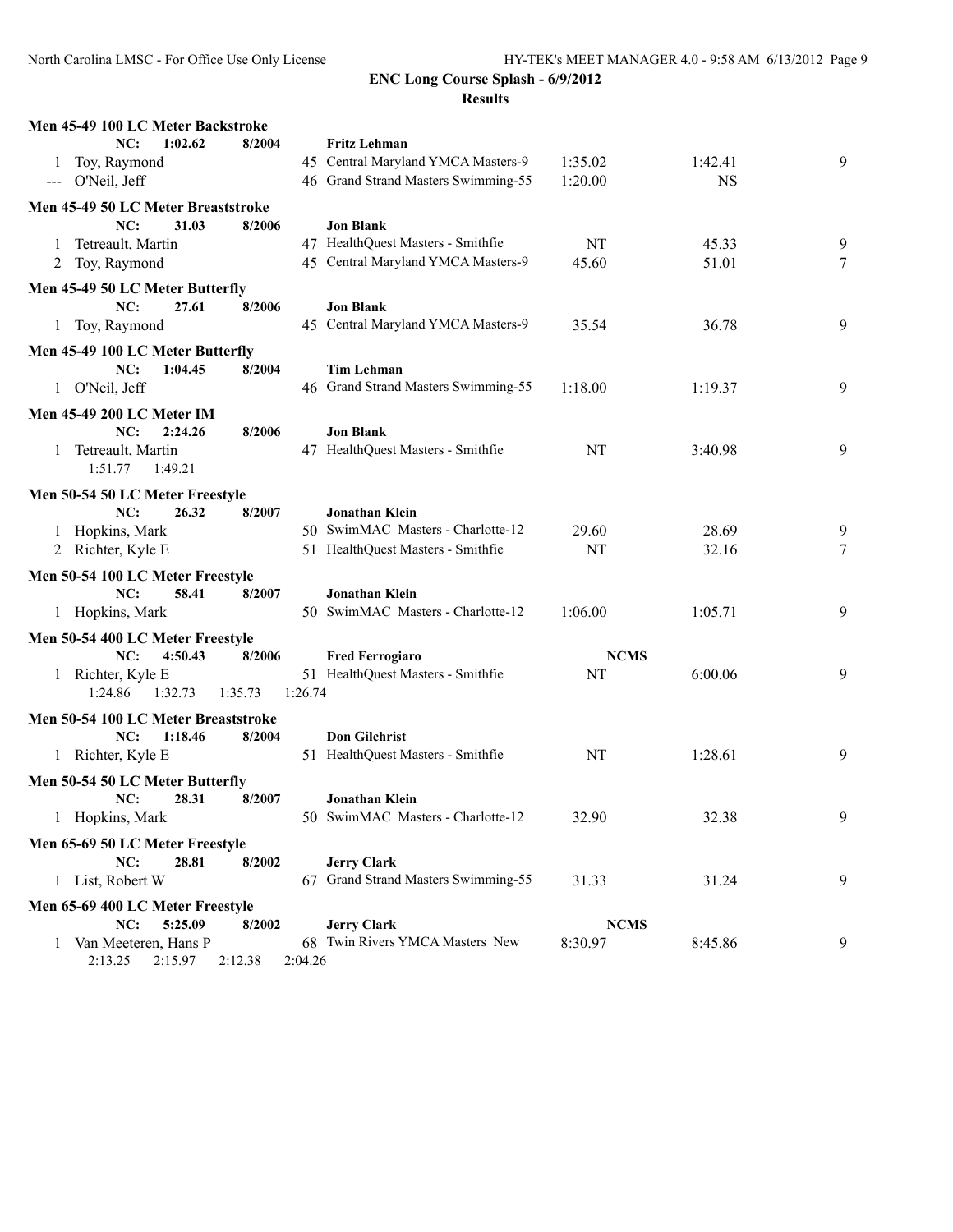**ENC Long Course Splash - 6/9/2012**

**Results**

### Men 45-49 100 LC Meter Backstroke

| | | | | | |
|---|---|---|---|---|---|
| | **NC: 1:02.62 8/2004** | **Fritz Lehman** | | | |
| 1 | Toy, Raymond | 45 Central Maryland YMCA Masters-9 | 1:35.02 | 1:42.41 | 9 |
| --- | O'Neil, Jeff | 46 Grand Strand Masters Swimming-55 | 1:20.00 | NS | |

### Men 45-49 50 LC Meter Breaststroke

| | | | | | |
|---|---|---|---|---|---|
| | **NC: 31.03 8/2006** | **Jon Blank** | | | |
| 1 | Tetreault, Martin | 47 HealthQuest Masters - Smithfie | NT | 45.33 | 9 |
| 2 | Toy, Raymond | 45 Central Maryland YMCA Masters-9 | 45.60 | 51.01 | 7 |

### Men 45-49 50 LC Meter Butterfly

| | | | | | |
|---|---|---|---|---|---|
| | **NC: 27.61 8/2006** | **Jon Blank** | | | |
| 1 | Toy, Raymond | 45 Central Maryland YMCA Masters-9 | 35.54 | 36.78 | 9 |

### Men 45-49 100 LC Meter Butterfly

| | | | | | |
|---|---|---|---|---|---|
| | **NC: 1:04.45 8/2004** | **Tim Lehman** | | | |
| 1 | O'Neil, Jeff | 46 Grand Strand Masters Swimming-55 | 1:18.00 | 1:19.37 | 9 |

### Men 45-49 200 LC Meter IM

| | | | | | |
|---|---|---|---|---|---|
| | **NC: 2:24.26 8/2006** | **Jon Blank** | | | |
| 1 | Tetreault, Martin | 47 HealthQuest Masters - Smithfie | NT | 3:40.98 | 9 |

1:51.77 1:49.21

### Men 50-54 50 LC Meter Freestyle

| | | | | | |
|---|---|---|---|---|---|
| | **NC: 26.32 8/2007** | **Jonathan Klein** | | | |
| 1 | Hopkins, Mark | 50 SwimMAC Masters - Charlotte-12 | 29.60 | 28.69 | 9 |
| 2 | Richter, Kyle E | 51 HealthQuest Masters - Smithfie | NT | 32.16 | 7 |

### Men 50-54 100 LC Meter Freestyle

| | | | | | |
|---|---|---|---|---|---|
| | **NC: 58.41 8/2007** | **Jonathan Klein** | | | |
| 1 | Hopkins, Mark | 50 SwimMAC Masters - Charlotte-12 | 1:06.00 | 1:05.71 | 9 |

### Men 50-54 400 LC Meter Freestyle

| | | | | | |
|---|---|---|---|---|---|
| | **NC: 4:50.43 8/2006** | **Fred Ferrogiaro** | **NCMS** | | |
| 1 | Richter, Kyle E | 51 HealthQuest Masters - Smithfie | NT | 6:00.06 | 9 |

1:24.86 1:32.73 1:35.73 1:26.74

### Men 50-54 100 LC Meter Breaststroke

| | | | | | |
|---|---|---|---|---|---|
| | **NC: 1:18.46 8/2004** | **Don Gilchrist** | | | |
| 1 | Richter, Kyle E | 51 HealthQuest Masters - Smithfie | NT | 1:28.61 | 9 |

### Men 50-54 50 LC Meter Butterfly

| | | | | | |
|---|---|---|---|---|---|
| | **NC: 28.31 8/2007** | **Jonathan Klein** | | | |
| 1 | Hopkins, Mark | 50 SwimMAC Masters - Charlotte-12 | 32.90 | 32.38 | 9 |

### Men 65-69 50 LC Meter Freestyle

| | | | | | |
|---|---|---|---|---|---|
| | **NC: 28.81 8/2002** | **Jerry Clark** | | | |
| 1 | List, Robert W | 67 Grand Strand Masters Swimming-55 | 31.33 | 31.24 | 9 |

### Men 65-69 400 LC Meter Freestyle

| | | | | | |
|---|---|---|---|---|---|
| | **NC: 5:25.09 8/2002** | **Jerry Clark** | **NCMS** | | |
| 1 | Van Meeteren, Hans P | 68 Twin Rivers YMCA Masters New | 8:30.97 | 8:45.86 | 9 |

2:13.25 2:15.97 2:12.38 2:04.26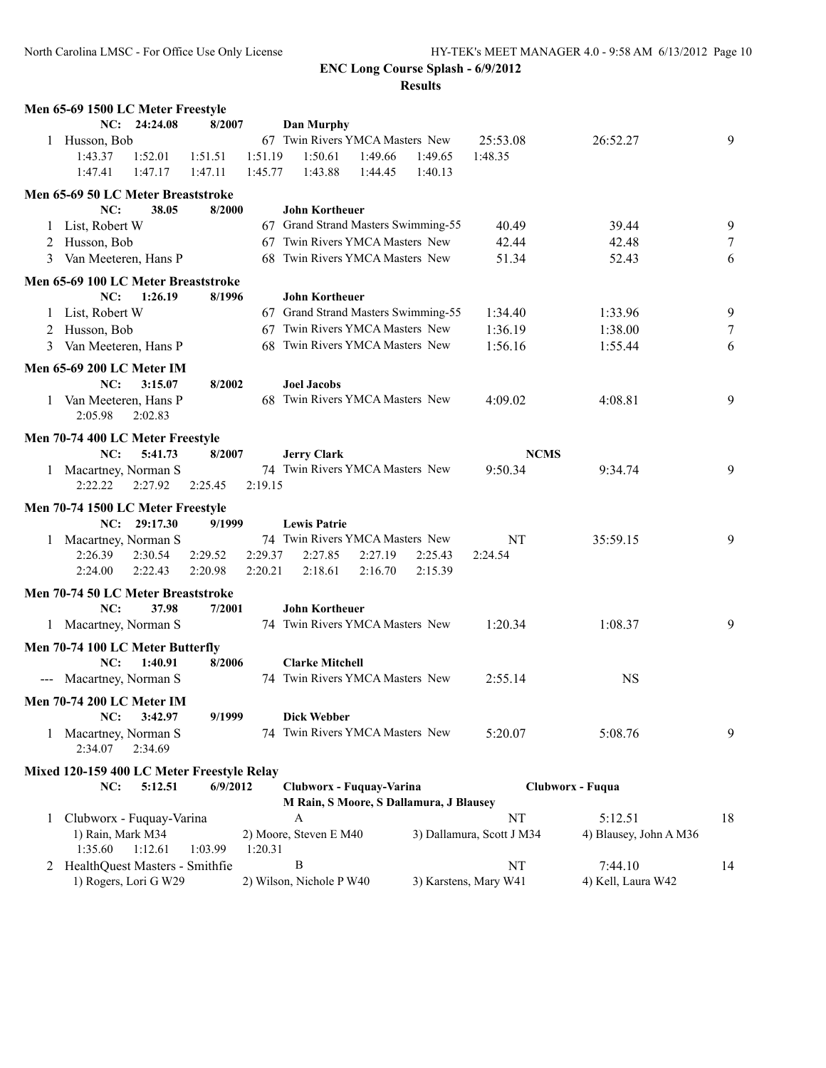**ENC Long Course Splash - 6/9/2012**

**Results**

### Men 65-69 1500 LC Meter Freestyle

NC: 24:24.08 8/2007 **Dan Murphy**

| Place | Name | Age | Team | Seed Time | Finals Time | Points |
|---|---|---|---|---|---|---|
| 1 | Husson, Bob | 67 | Twin Rivers YMCA Masters New | 25:53.08 | 26:52.27 | 9 |

1:43.37 1:52.01 1:51.51 1:51.19 1:50.61 1:49.66 1:49.65 1:48.35
1:47.41 1:47.17 1:47.11 1:45.77 1:43.88 1:44.45 1:40.13

### Men 65-69 50 LC Meter Breaststroke

NC: 38.05 8/2000 **John Kortheuer**

| Place | Name | Age | Team | Seed Time | Finals Time | Points |
|---|---|---|---|---|---|---|
| 1 | List, Robert W | 67 | Grand Strand Masters Swimming-55 | 40.49 | 39.44 | 9 |
| 2 | Husson, Bob | 67 | Twin Rivers YMCA Masters New | 42.44 | 42.48 | 7 |
| 3 | Van Meeteren, Hans P | 68 | Twin Rivers YMCA Masters New | 51.34 | 52.43 | 6 |

### Men 65-69 100 LC Meter Breaststroke

NC: 1:26.19 8/1996 **John Kortheuer**

| Place | Name | Age | Team | Seed Time | Finals Time | Points |
|---|---|---|---|---|---|---|
| 1 | List, Robert W | 67 | Grand Strand Masters Swimming-55 | 1:34.40 | 1:33.96 | 9 |
| 2 | Husson, Bob | 67 | Twin Rivers YMCA Masters New | 1:36.19 | 1:38.00 | 7 |
| 3 | Van Meeteren, Hans P | 68 | Twin Rivers YMCA Masters New | 1:56.16 | 1:55.44 | 6 |

### Men 65-69 200 LC Meter IM

NC: 3:15.07 8/2002 **Joel Jacobs**

| Place | Name | Age | Team | Seed Time | Finals Time | Points |
|---|---|---|---|---|---|---|
| 1 | Van Meeteren, Hans P | 68 | Twin Rivers YMCA Masters New | 4:09.02 | 4:08.81 | 9 |

2:05.98 2:02.83

### Men 70-74 400 LC Meter Freestyle

NC: 5:41.73 8/2007 **Jerry Clark** **NCMS**

| Place | Name | Age | Team | Seed Time | Finals Time | Points |
|---|---|---|---|---|---|---|
| 1 | Macartney, Norman S | 74 | Twin Rivers YMCA Masters New | 9:50.34 | 9:34.74 | 9 |

2:22.22 2:27.92 2:25.45 2:19.15

### Men 70-74 1500 LC Meter Freestyle

NC: 29:17.30 9/1999 **Lewis Patrie**

| Place | Name | Age | Team | Seed Time | Finals Time | Points |
|---|---|---|---|---|---|---|
| 1 | Macartney, Norman S | 74 | Twin Rivers YMCA Masters New | NT | 35:59.15 | 9 |

2:26.39 2:30.54 2:29.52 2:29.37 2:27.85 2:27.19 2:25.43 2:24.54
2:24.00 2:22.43 2:20.98 2:20.21 2:18.61 2:16.70 2:15.39

### Men 70-74 50 LC Meter Breaststroke

NC: 37.98 7/2001 **John Kortheuer**

| Place | Name | Age | Team | Seed Time | Finals Time | Points |
|---|---|---|---|---|---|---|
| 1 | Macartney, Norman S | 74 | Twin Rivers YMCA Masters New | 1:20.34 | 1:08.37 | 9 |

### Men 70-74 100 LC Meter Butterfly

NC: 1:40.91 8/2006 **Clarke Mitchell**

| Place | Name | Age | Team | Seed Time | Finals Time | Points |
|---|---|---|---|---|---|---|
| --- | Macartney, Norman S | 74 | Twin Rivers YMCA Masters New | 2:55.14 | NS | |

### Men 70-74 200 LC Meter IM

NC: 3:42.97 9/1999 **Dick Webber**

| Place | Name | Age | Team | Seed Time | Finals Time | Points |
|---|---|---|---|---|---|---|
| 1 | Macartney, Norman S | 74 | Twin Rivers YMCA Masters New | 5:20.07 | 5:08.76 | 9 |

2:34.07 2:34.69

### Mixed 120-159 400 LC Meter Freestyle Relay

NC: 5:12.51 6/9/2012 **Clubworx - Fuquay-Varina** **Clubworx - Fuqua**
**M Rain, S Moore, S Dallamura, J Blausey**

| Place | Team | Relay | Seed Time | Finals Time | Points |
|---|---|---|---|---|---|
| 1 | Clubworx - Fuquay-Varina | A | NT | 5:12.51 | 18 |
| 2 | HealthQuest Masters - Smithfie | B | NT | 7:44.10 | 14 |

1 — 1) Rain, Mark M34; 2) Moore, Steven E M40; 3) Dallamura, Scott J M34; 4) Blausey, John A M36
1:35.60 1:12.61 1:03.99 1:20.31

2 — 1) Rogers, Lori G W29; 2) Wilson, Nichole P W40; 3) Karstens, Mary W41; 4) Kell, Laura W42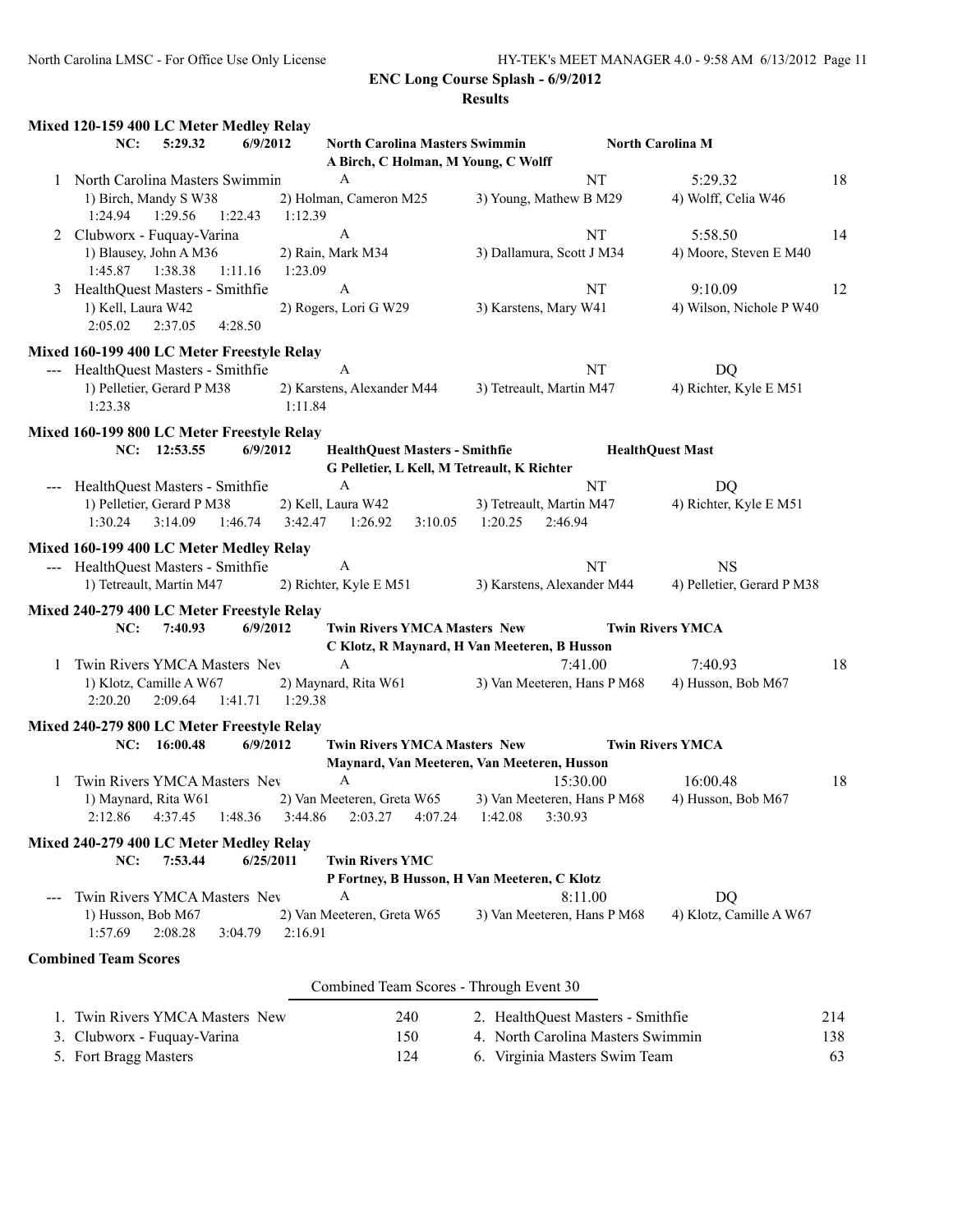**ENC Long Course Splash - 6/9/2012**

**Results**

### Mixed 120-159 400 LC Meter Medley Relay

**NC: 5:29.32 6/9/2012 North Carolina Masters Swimmin North Carolina M**
**A Birch, C Holman, M Young, C Wolff**

1 North Carolina Masters Swimmin A NT 5:29.32 18
1) Birch, Mandy S W38 2) Holman, Cameron M25 3) Young, Mathew B M29 4) Wolff, Celia W46
1:24.94 1:29.56 1:22.43 1:12.39

2 Clubworx - Fuquay-Varina A NT 5:58.50 14
1) Blausey, John A M36 2) Rain, Mark M34 3) Dallamura, Scott J M34 4) Moore, Steven E M40
1:45.87 1:38.38 1:11.16 1:23.09

3 HealthQuest Masters - Smithfie A NT 9:10.09 12
1) Kell, Laura W42 2) Rogers, Lori G W29 3) Karstens, Mary W41 4) Wilson, Nichole P W40
2:05.02 2:37.05 4:28.50

### Mixed 160-199 400 LC Meter Freestyle Relay

--- HealthQuest Masters - Smithfie A NT DQ
1) Pelletier, Gerard P M38 2) Karstens, Alexander M44 3) Tetreault, Martin M47 4) Richter, Kyle E M51
1:23.38 1:11.84

### Mixed 160-199 800 LC Meter Freestyle Relay

**NC: 12:53.55 6/9/2012 HealthQuest Masters - Smithfie HealthQuest Mast**
**G Pelletier, L Kell, M Tetreault, K Richter**

--- HealthQuest Masters - Smithfie A NT DQ
1) Pelletier, Gerard P M38 2) Kell, Laura W42 3) Tetreault, Martin M47 4) Richter, Kyle E M51
1:30.24 3:14.09 1:46.74 3:42.47 1:26.92 3:10.05 1:20.25 2:46.94

### Mixed 160-199 400 LC Meter Medley Relay

--- HealthQuest Masters - Smithfie A NT NS
1) Tetreault, Martin M47 2) Richter, Kyle E M51 3) Karstens, Alexander M44 4) Pelletier, Gerard P M38

### Mixed 240-279 400 LC Meter Freestyle Relay

**NC: 7:40.93 6/9/2012 Twin Rivers YMCA Masters New Twin Rivers YMCA**
**C Klotz, R Maynard, H Van Meeteren, B Husson**

1 Twin Rivers YMCA Masters Nev A 7:41.00 7:40.93 18
1) Klotz, Camille A W67 2) Maynard, Rita W61 3) Van Meeteren, Hans P M68 4) Husson, Bob M67
2:20.20 2:09.64 1:41.71 1:29.38

### Mixed 240-279 800 LC Meter Freestyle Relay

**NC: 16:00.48 6/9/2012 Twin Rivers YMCA Masters New Twin Rivers YMCA**
**Maynard, Van Meeteren, Van Meeteren, Husson**

1 Twin Rivers YMCA Masters Nev A 15:30.00 16:00.48 18
1) Maynard, Rita W61 2) Van Meeteren, Greta W65 3) Van Meeteren, Hans P M68 4) Husson, Bob M67
2:12.86 4:37.45 1:48.36 3:44.86 2:03.27 4:07.24 1:42.08 3:30.93

### Mixed 240-279 400 LC Meter Medley Relay

**NC: 7:53.44 6/25/2011 Twin Rivers YMC**
**P Fortney, B Husson, H Van Meeteren, C Klotz**

--- Twin Rivers YMCA Masters Nev A 8:11.00 DQ
1) Husson, Bob M67 2) Van Meeteren, Greta W65 3) Van Meeteren, Hans P M68 4) Klotz, Camille A W67
1:57.69 2:08.28 3:04.79 2:16.91

### Combined Team Scores

Combined Team Scores - Through Event 30

| Place | Team | Score | Place | Team | Score |
|---|---|---|---|---|---|
| 1. | Twin Rivers YMCA Masters New | 240 | 2. | HealthQuest Masters - Smithfie | 214 |
| 3. | Clubworx - Fuquay-Varina | 150 | 4. | North Carolina Masters Swimmin | 138 |
| 5. | Fort Bragg Masters | 124 | 6. | Virginia Masters Swim Team | 63 |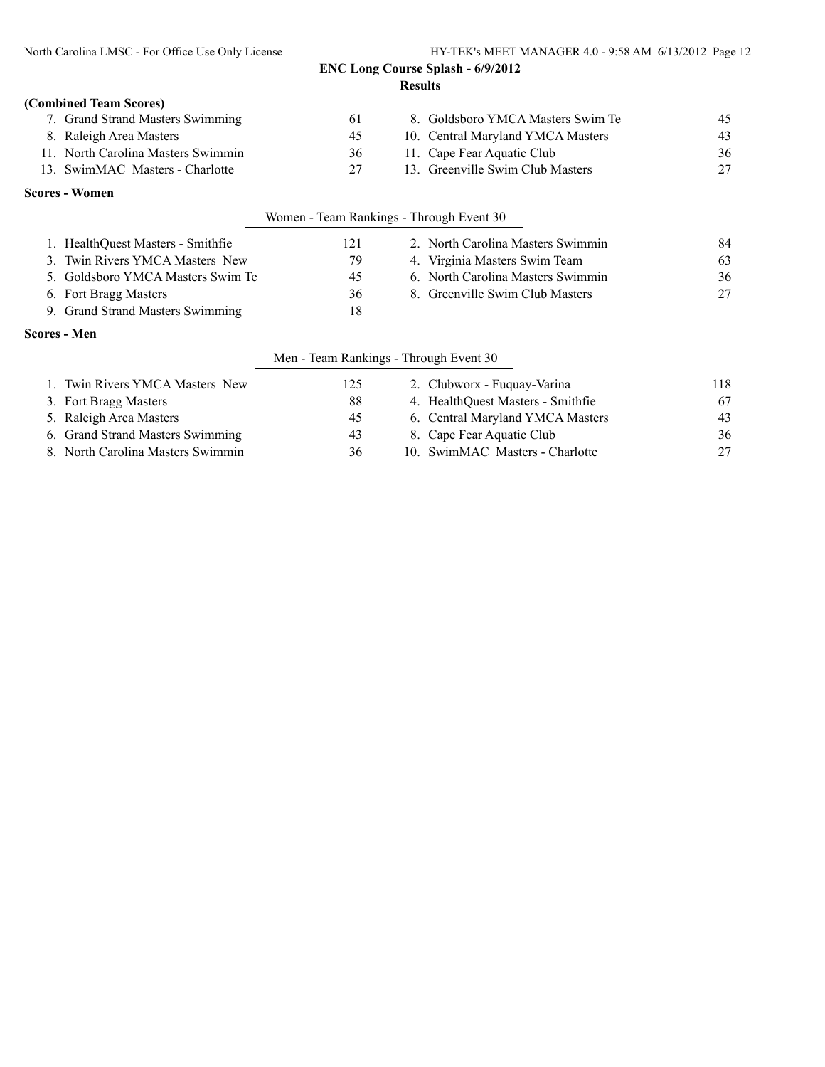**(Combined Team Scores)**

| | | | |
|---|---|---|---|
| 7. Grand Strand Masters Swimming | 61 | 8. Goldsboro YMCA Masters Swim Te | 45 |
| 8. Raleigh Area Masters | 45 | 10. Central Maryland YMCA Masters | 43 |
| 11. North Carolina Masters Swimmin | 36 | 11. Cape Fear Aquatic Club | 36 |
| 13. SwimMAC Masters - Charlotte | 27 | 13. Greenville Swim Club Masters | 27 |

**Scores - Women**

Women - Team Rankings - Through Event 30

| | | | |
|---|---|---|---|
| 1. HealthQuest Masters - Smithfie | 121 | 2. North Carolina Masters Swimmin | 84 |
| 3. Twin Rivers YMCA Masters New | 79 | 4. Virginia Masters Swim Team | 63 |
| 5. Goldsboro YMCA Masters Swim Te | 45 | 6. North Carolina Masters Swimmin | 36 |
| 6. Fort Bragg Masters | 36 | 8. Greenville Swim Club Masters | 27 |
| 9. Grand Strand Masters Swimming | 18 | | |

**Scores - Men**

Men - Team Rankings - Through Event 30

| | | | |
|---|---|---|---|
| 1. Twin Rivers YMCA Masters New | 125 | 2. Clubworx - Fuquay-Varina | 118 |
| 3. Fort Bragg Masters | 88 | 4. HealthQuest Masters - Smithfie | 67 |
| 5. Raleigh Area Masters | 45 | 6. Central Maryland YMCA Masters | 43 |
| 6. Grand Strand Masters Swimming | 43 | 8. Cape Fear Aquatic Club | 36 |
| 8. North Carolina Masters Swimmin | 36 | 10. SwimMAC Masters - Charlotte | 27 |